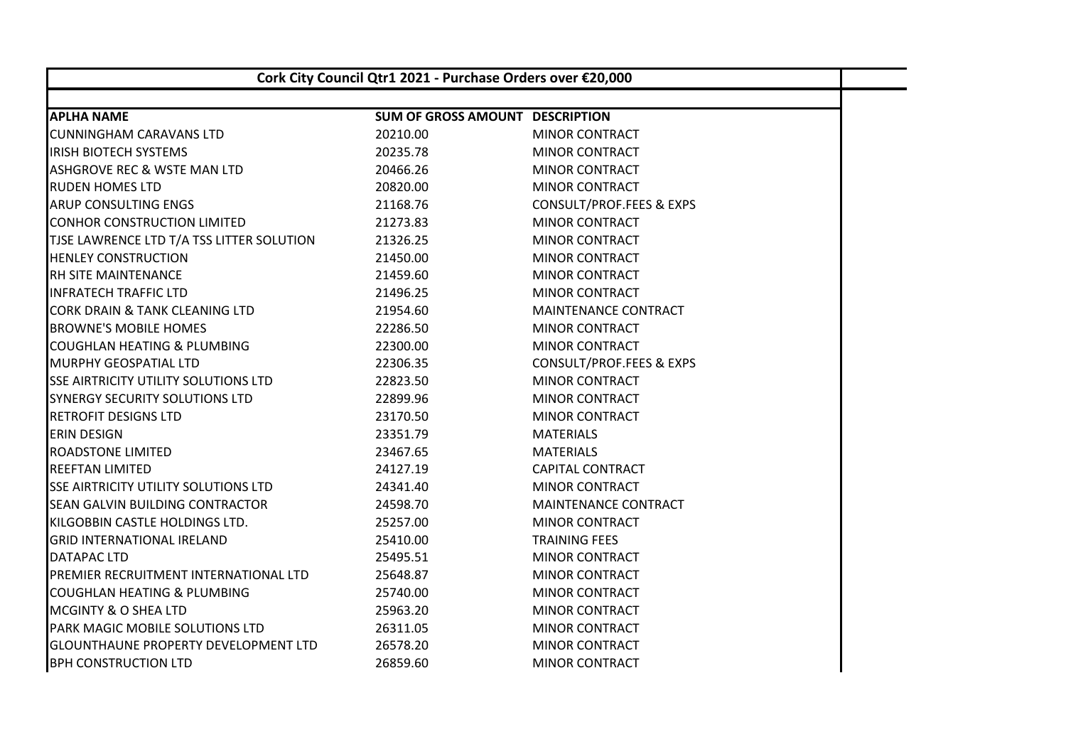## Cork City Council Qtr1 2021 - Purchase Orders over €20,000

| APLHA NAME | SUM OF GROSS AMOUNT | DESCRIPTION |
|---|---|---|
| CUNNINGHAM CARAVANS LTD | 20210.00 | MINOR CONTRACT |
| IRISH BIOTECH SYSTEMS | 20235.78 | MINOR CONTRACT |
| ASHGROVE REC & WSTE MAN LTD | 20466.26 | MINOR CONTRACT |
| RUDEN HOMES LTD | 20820.00 | MINOR CONTRACT |
| ARUP CONSULTING ENGS | 21168.76 | CONSULT/PROF.FEES & EXPS |
| CONHOR CONSTRUCTION LIMITED | 21273.83 | MINOR CONTRACT |
| TJSE LAWRENCE LTD T/A TSS LITTER SOLUTION | 21326.25 | MINOR CONTRACT |
| HENLEY CONSTRUCTION | 21450.00 | MINOR CONTRACT |
| RH SITE MAINTENANCE | 21459.60 | MINOR CONTRACT |
| INFRATECH TRAFFIC LTD | 21496.25 | MINOR CONTRACT |
| CORK DRAIN & TANK CLEANING LTD | 21954.60 | MAINTENANCE CONTRACT |
| BROWNE'S MOBILE HOMES | 22286.50 | MINOR CONTRACT |
| COUGHLAN HEATING & PLUMBING | 22300.00 | MINOR CONTRACT |
| MURPHY GEOSPATIAL LTD | 22306.35 | CONSULT/PROF.FEES & EXPS |
| SSE AIRTRICITY UTILITY SOLUTIONS LTD | 22823.50 | MINOR CONTRACT |
| SYNERGY SECURITY SOLUTIONS LTD | 22899.96 | MINOR CONTRACT |
| RETROFIT DESIGNS LTD | 23170.50 | MINOR CONTRACT |
| ERIN DESIGN | 23351.79 | MATERIALS |
| ROADSTONE LIMITED | 23467.65 | MATERIALS |
| REEFTAN LIMITED | 24127.19 | CAPITAL CONTRACT |
| SSE AIRTRICITY UTILITY SOLUTIONS LTD | 24341.40 | MINOR CONTRACT |
| SEAN GALVIN BUILDING CONTRACTOR | 24598.70 | MAINTENANCE CONTRACT |
| KILGOBBIN CASTLE HOLDINGS LTD. | 25257.00 | MINOR CONTRACT |
| GRID INTERNATIONAL IRELAND | 25410.00 | TRAINING FEES |
| DATAPAC LTD | 25495.51 | MINOR CONTRACT |
| PREMIER RECRUITMENT INTERNATIONAL LTD | 25648.87 | MINOR CONTRACT |
| COUGHLAN HEATING & PLUMBING | 25740.00 | MINOR CONTRACT |
| MCGINTY & O SHEA LTD | 25963.20 | MINOR CONTRACT |
| PARK MAGIC MOBILE SOLUTIONS LTD | 26311.05 | MINOR CONTRACT |
| GLOUNTHAUNE PROPERTY DEVELOPMENT LTD | 26578.20 | MINOR CONTRACT |
| BPH CONSTRUCTION LTD | 26859.60 | MINOR CONTRACT |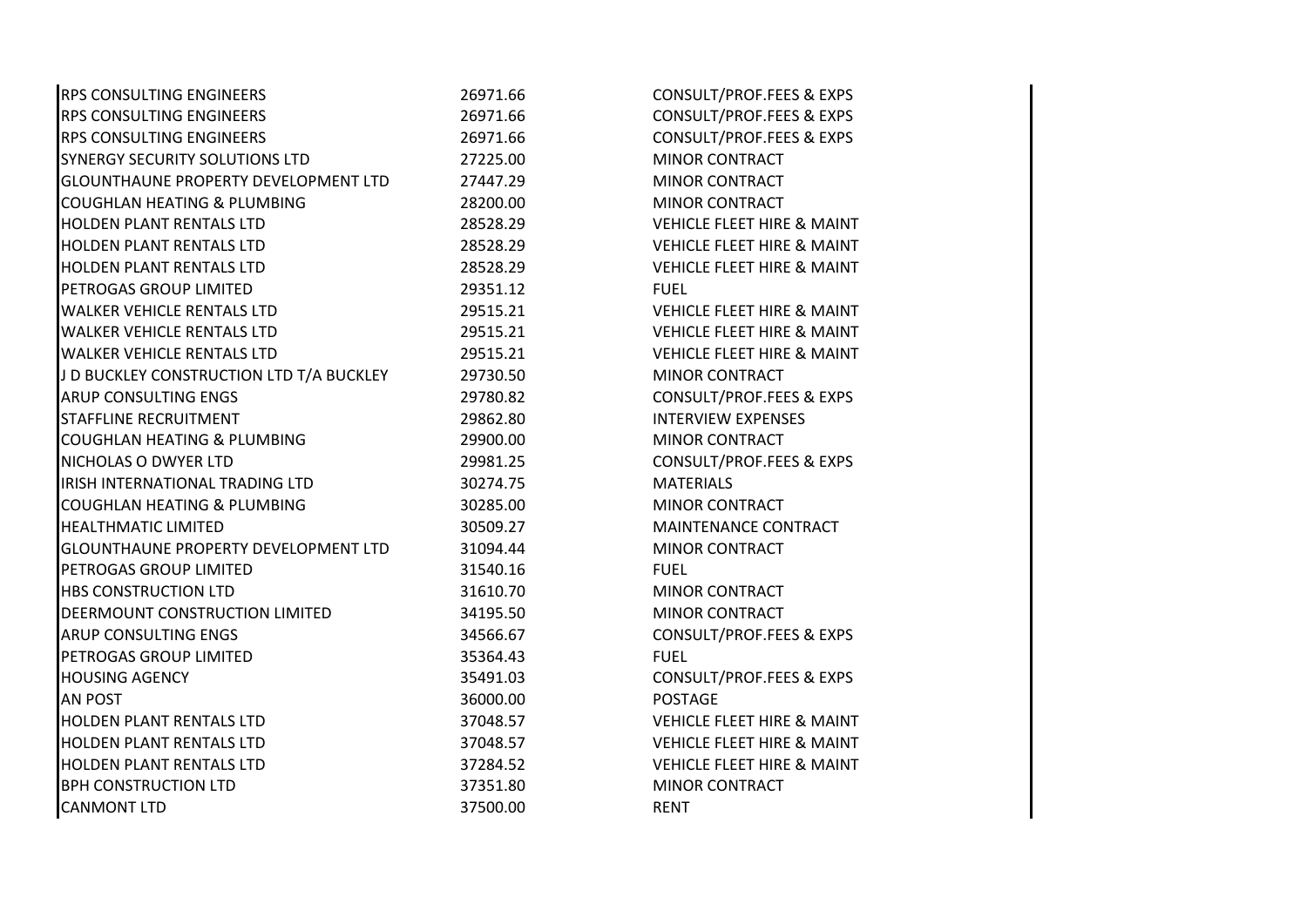| | | |
|---|---|---|
| RPS CONSULTING ENGINEERS | 26971.66 | CONSULT/PROF.FEES & EXPS |
| RPS CONSULTING ENGINEERS | 26971.66 | CONSULT/PROF.FEES & EXPS |
| RPS CONSULTING ENGINEERS | 26971.66 | CONSULT/PROF.FEES & EXPS |
| SYNERGY SECURITY SOLUTIONS LTD | 27225.00 | MINOR CONTRACT |
| GLOUNTHAUNE PROPERTY DEVELOPMENT LTD | 27447.29 | MINOR CONTRACT |
| COUGHLAN HEATING & PLUMBING | 28200.00 | MINOR CONTRACT |
| HOLDEN PLANT RENTALS LTD | 28528.29 | VEHICLE FLEET HIRE & MAINT |
| HOLDEN PLANT RENTALS LTD | 28528.29 | VEHICLE FLEET HIRE & MAINT |
| HOLDEN PLANT RENTALS LTD | 28528.29 | VEHICLE FLEET HIRE & MAINT |
| PETROGAS GROUP LIMITED | 29351.12 | FUEL |
| WALKER VEHICLE RENTALS LTD | 29515.21 | VEHICLE FLEET HIRE & MAINT |
| WALKER VEHICLE RENTALS LTD | 29515.21 | VEHICLE FLEET HIRE & MAINT |
| WALKER VEHICLE RENTALS LTD | 29515.21 | VEHICLE FLEET HIRE & MAINT |
| J D BUCKLEY CONSTRUCTION LTD T/A BUCKLEY | 29730.50 | MINOR CONTRACT |
| ARUP CONSULTING ENGS | 29780.82 | CONSULT/PROF.FEES & EXPS |
| STAFFLINE RECRUITMENT | 29862.80 | INTERVIEW EXPENSES |
| COUGHLAN HEATING & PLUMBING | 29900.00 | MINOR CONTRACT |
| NICHOLAS O DWYER LTD | 29981.25 | CONSULT/PROF.FEES & EXPS |
| IRISH INTERNATIONAL TRADING LTD | 30274.75 | MATERIALS |
| COUGHLAN HEATING & PLUMBING | 30285.00 | MINOR CONTRACT |
| HEALTHMATIC LIMITED | 30509.27 | MAINTENANCE CONTRACT |
| GLOUNTHAUNE PROPERTY DEVELOPMENT LTD | 31094.44 | MINOR CONTRACT |
| PETROGAS GROUP LIMITED | 31540.16 | FUEL |
| HBS CONSTRUCTION LTD | 31610.70 | MINOR CONTRACT |
| DEERMOUNT CONSTRUCTION LIMITED | 34195.50 | MINOR CONTRACT |
| ARUP CONSULTING ENGS | 34566.67 | CONSULT/PROF.FEES & EXPS |
| PETROGAS GROUP LIMITED | 35364.43 | FUEL |
| HOUSING AGENCY | 35491.03 | CONSULT/PROF.FEES & EXPS |
| AN POST | 36000.00 | POSTAGE |
| HOLDEN PLANT RENTALS LTD | 37048.57 | VEHICLE FLEET HIRE & MAINT |
| HOLDEN PLANT RENTALS LTD | 37048.57 | VEHICLE FLEET HIRE & MAINT |
| HOLDEN PLANT RENTALS LTD | 37284.52 | VEHICLE FLEET HIRE & MAINT |
| BPH CONSTRUCTION LTD | 37351.80 | MINOR CONTRACT |
| CANMONT LTD | 37500.00 | RENT |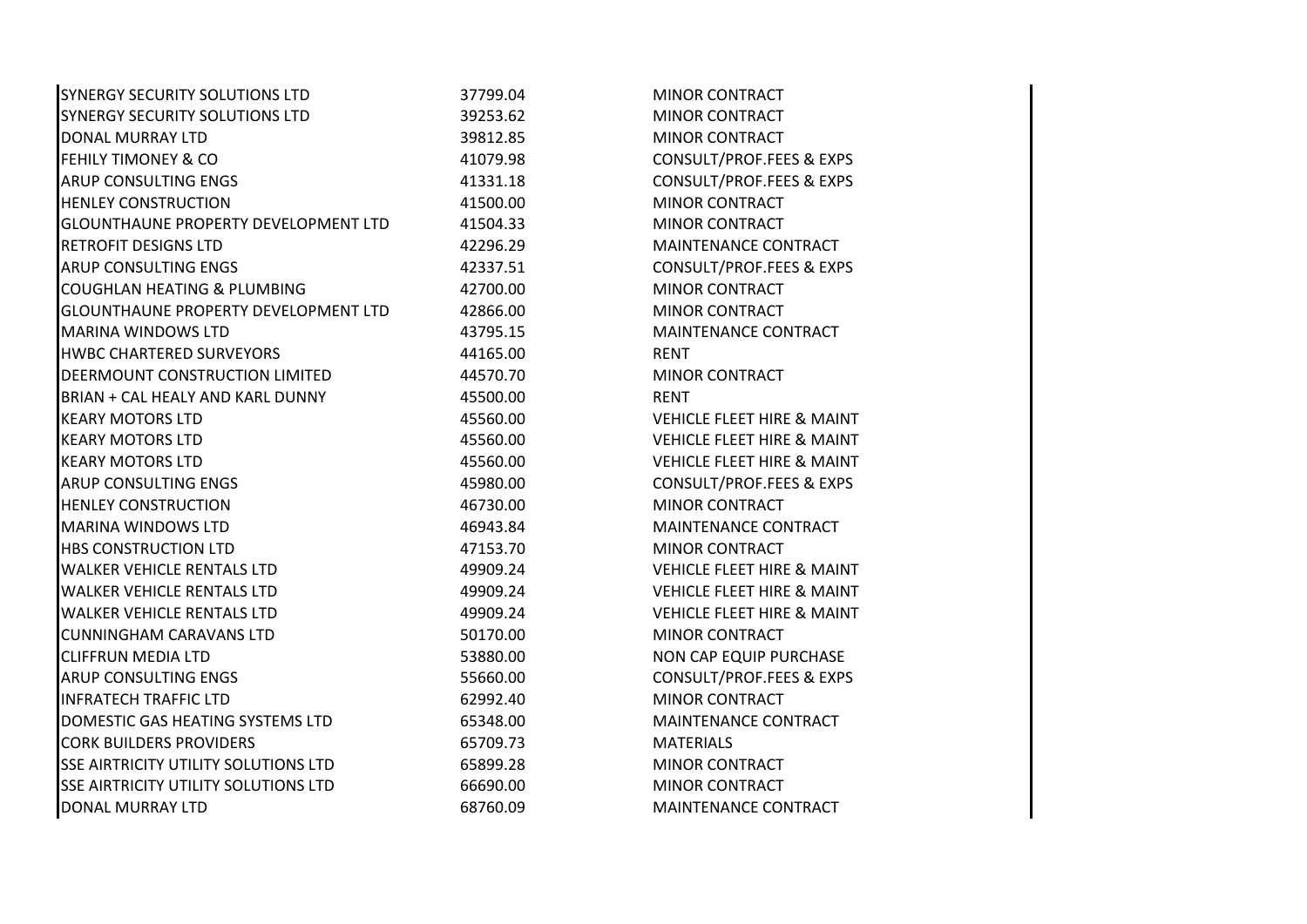| | | |
|---|---|---|
| SYNERGY SECURITY SOLUTIONS LTD | 37799.04 | MINOR CONTRACT |
| SYNERGY SECURITY SOLUTIONS LTD | 39253.62 | MINOR CONTRACT |
| DONAL MURRAY LTD | 39812.85 | MINOR CONTRACT |
| FEHILY TIMONEY & CO | 41079.98 | CONSULT/PROF.FEES & EXPS |
| ARUP CONSULTING ENGS | 41331.18 | CONSULT/PROF.FEES & EXPS |
| HENLEY CONSTRUCTION | 41500.00 | MINOR CONTRACT |
| GLOUNTHAUNE PROPERTY DEVELOPMENT LTD | 41504.33 | MINOR CONTRACT |
| RETROFIT DESIGNS LTD | 42296.29 | MAINTENANCE CONTRACT |
| ARUP CONSULTING ENGS | 42337.51 | CONSULT/PROF.FEES & EXPS |
| COUGHLAN HEATING & PLUMBING | 42700.00 | MINOR CONTRACT |
| GLOUNTHAUNE PROPERTY DEVELOPMENT LTD | 42866.00 | MINOR CONTRACT |
| MARINA WINDOWS LTD | 43795.15 | MAINTENANCE CONTRACT |
| HWBC CHARTERED SURVEYORS | 44165.00 | RENT |
| DEERMOUNT CONSTRUCTION LIMITED | 44570.70 | MINOR CONTRACT |
| BRIAN + CAL HEALY AND KARL DUNNY | 45500.00 | RENT |
| KEARY MOTORS LTD | 45560.00 | VEHICLE FLEET HIRE & MAINT |
| KEARY MOTORS LTD | 45560.00 | VEHICLE FLEET HIRE & MAINT |
| KEARY MOTORS LTD | 45560.00 | VEHICLE FLEET HIRE & MAINT |
| ARUP CONSULTING ENGS | 45980.00 | CONSULT/PROF.FEES & EXPS |
| HENLEY CONSTRUCTION | 46730.00 | MINOR CONTRACT |
| MARINA WINDOWS LTD | 46943.84 | MAINTENANCE CONTRACT |
| HBS CONSTRUCTION LTD | 47153.70 | MINOR CONTRACT |
| WALKER VEHICLE RENTALS LTD | 49909.24 | VEHICLE FLEET HIRE & MAINT |
| WALKER VEHICLE RENTALS LTD | 49909.24 | VEHICLE FLEET HIRE & MAINT |
| WALKER VEHICLE RENTALS LTD | 49909.24 | VEHICLE FLEET HIRE & MAINT |
| CUNNINGHAM CARAVANS LTD | 50170.00 | MINOR CONTRACT |
| CLIFFRUN MEDIA LTD | 53880.00 | NON CAP EQUIP PURCHASE |
| ARUP CONSULTING ENGS | 55660.00 | CONSULT/PROF.FEES & EXPS |
| INFRATECH TRAFFIC LTD | 62992.40 | MINOR CONTRACT |
| DOMESTIC GAS HEATING SYSTEMS LTD | 65348.00 | MAINTENANCE CONTRACT |
| CORK BUILDERS PROVIDERS | 65709.73 | MATERIALS |
| SSE AIRTRICITY UTILITY SOLUTIONS LTD | 65899.28 | MINOR CONTRACT |
| SSE AIRTRICITY UTILITY SOLUTIONS LTD | 66690.00 | MINOR CONTRACT |
| DONAL MURRAY LTD | 68760.09 | MAINTENANCE CONTRACT |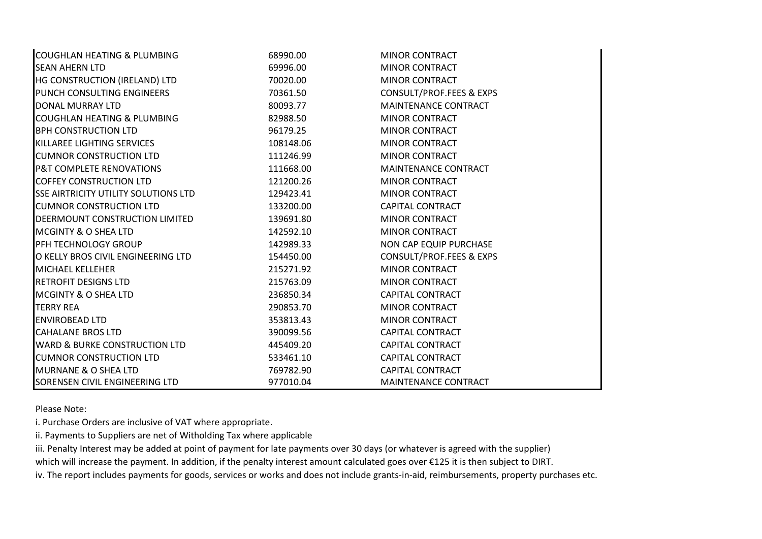| | | |
|---|---|---|
| COUGHLAN HEATING & PLUMBING | 68990.00 | MINOR CONTRACT |
| SEAN AHERN LTD | 69996.00 | MINOR CONTRACT |
| HG CONSTRUCTION (IRELAND) LTD | 70020.00 | MINOR CONTRACT |
| PUNCH CONSULTING ENGINEERS | 70361.50 | CONSULT/PROF.FEES & EXPS |
| DONAL MURRAY LTD | 80093.77 | MAINTENANCE CONTRACT |
| COUGHLAN HEATING & PLUMBING | 82988.50 | MINOR CONTRACT |
| BPH CONSTRUCTION LTD | 96179.25 | MINOR CONTRACT |
| KILLAREE LIGHTING SERVICES | 108148.06 | MINOR CONTRACT |
| CUMNOR CONSTRUCTION LTD | 111246.99 | MINOR CONTRACT |
| P&T COMPLETE RENOVATIONS | 111668.00 | MAINTENANCE CONTRACT |
| COFFEY CONSTRUCTION LTD | 121200.26 | MINOR CONTRACT |
| SSE AIRTRICITY UTILITY SOLUTIONS LTD | 129423.41 | MINOR CONTRACT |
| CUMNOR CONSTRUCTION LTD | 133200.00 | CAPITAL CONTRACT |
| DEERMOUNT CONSTRUCTION LIMITED | 139691.80 | MINOR CONTRACT |
| MCGINTY & O SHEA LTD | 142592.10 | MINOR CONTRACT |
| PFH TECHNOLOGY GROUP | 142989.33 | NON CAP EQUIP PURCHASE |
| O KELLY BROS CIVIL ENGINEERING LTD | 154450.00 | CONSULT/PROF.FEES & EXPS |
| MICHAEL KELLEHER | 215271.92 | MINOR CONTRACT |
| RETROFIT DESIGNS LTD | 215763.09 | MINOR CONTRACT |
| MCGINTY & O SHEA LTD | 236850.34 | CAPITAL CONTRACT |
| TERRY REA | 290853.70 | MINOR CONTRACT |
| ENVIROBEAD LTD | 353813.43 | MINOR CONTRACT |
| CAHALANE BROS LTD | 390099.56 | CAPITAL CONTRACT |
| WARD & BURKE CONSTRUCTION LTD | 445409.20 | CAPITAL CONTRACT |
| CUMNOR CONSTRUCTION LTD | 533461.10 | CAPITAL CONTRACT |
| MURNANE & O SHEA LTD | 769782.90 | CAPITAL CONTRACT |
| SORENSEN CIVIL ENGINEERING LTD | 977010.04 | MAINTENANCE CONTRACT |

Please Note:

i. Purchase Orders are inclusive of VAT where appropriate.

ii. Payments to Suppliers are net of Witholding Tax where applicable

iii. Penalty Interest may be added at point of payment for late payments over 30 days (or whatever is agreed with the supplier) which will increase the payment. In addition, if the penalty interest amount calculated goes over €125 it is then subject to DIRT.

iv. The report includes payments for goods, services or works and does not include grants-in-aid, reimbursements, property purchases etc.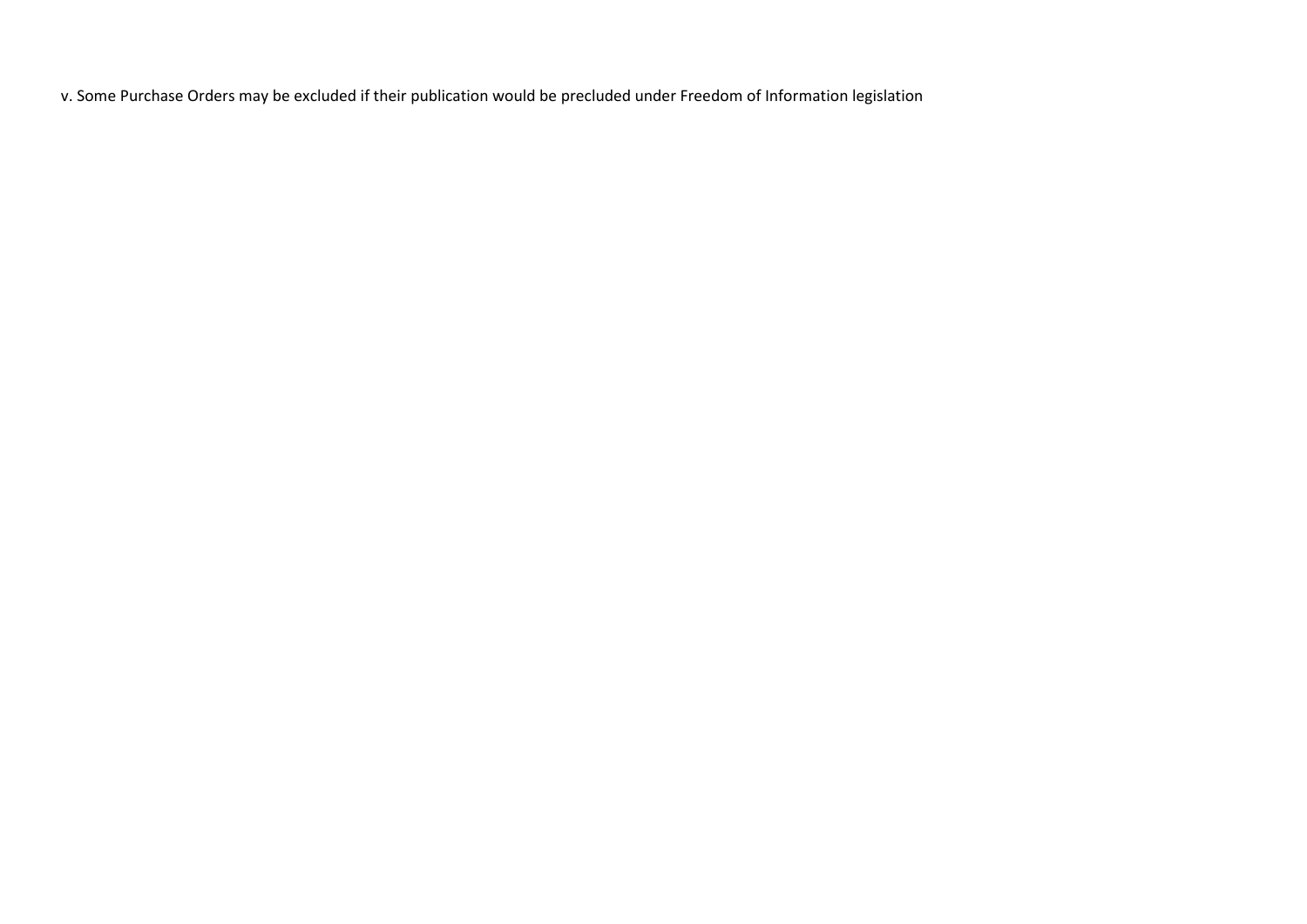v. Some Purchase Orders may be excluded if their publication would be precluded under Freedom of Information legislation